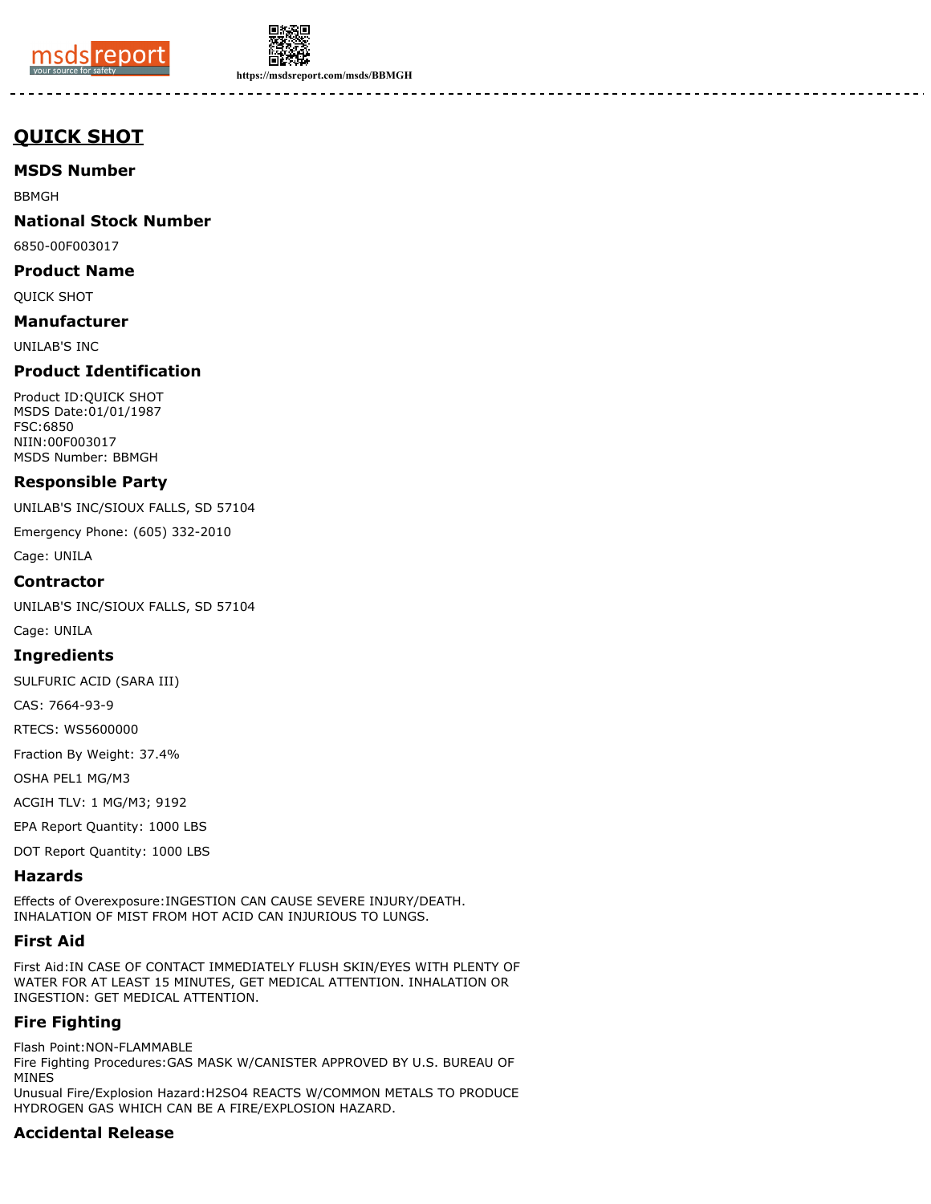# QUICK SHOT

## MSDS Number

BBMGH

## National Stock Number

6850-00F003017

## Product Name

QUICK SHOT

## Manufacturer

UNILAB'S INC

## Product Identification

Product ID:QUICK SHOT
MSDS Date:01/01/1987
FSC:6850
NIIN:00F003017
MSDS Number: BBMGH

## Responsible Party

UNILAB'S INC/SIOUX FALLS, SD 57104

Emergency Phone: (605) 332-2010

Cage: UNILA

## Contractor

UNILAB'S INC/SIOUX FALLS, SD 57104

Cage: UNILA

## Ingredients

SULFURIC ACID (SARA III)

CAS: 7664-93-9

RTECS: WS5600000

Fraction By Weight: 37.4%

OSHA PEL1 MG/M3

ACGIH TLV: 1 MG/M3; 9192

EPA Report Quantity: 1000 LBS

DOT Report Quantity: 1000 LBS

## Hazards

Effects of Overexposure:INGESTION CAN CAUSE SEVERE INJURY/DEATH. INHALATION OF MIST FROM HOT ACID CAN INJURIOUS TO LUNGS.

## First Aid

First Aid:IN CASE OF CONTACT IMMEDIATELY FLUSH SKIN/EYES WITH PLENTY OF WATER FOR AT LEAST 15 MINUTES, GET MEDICAL ATTENTION. INHALATION OR INGESTION: GET MEDICAL ATTENTION.

## Fire Fighting

Flash Point:NON-FLAMMABLE
Fire Fighting Procedures:GAS MASK W/CANISTER APPROVED BY U.S. BUREAU OF MINES
Unusual Fire/Explosion Hazard:H2SO4 REACTS W/COMMON METALS TO PRODUCE HYDROGEN GAS WHICH CAN BE A FIRE/EXPLOSION HAZARD.

## Accidental Release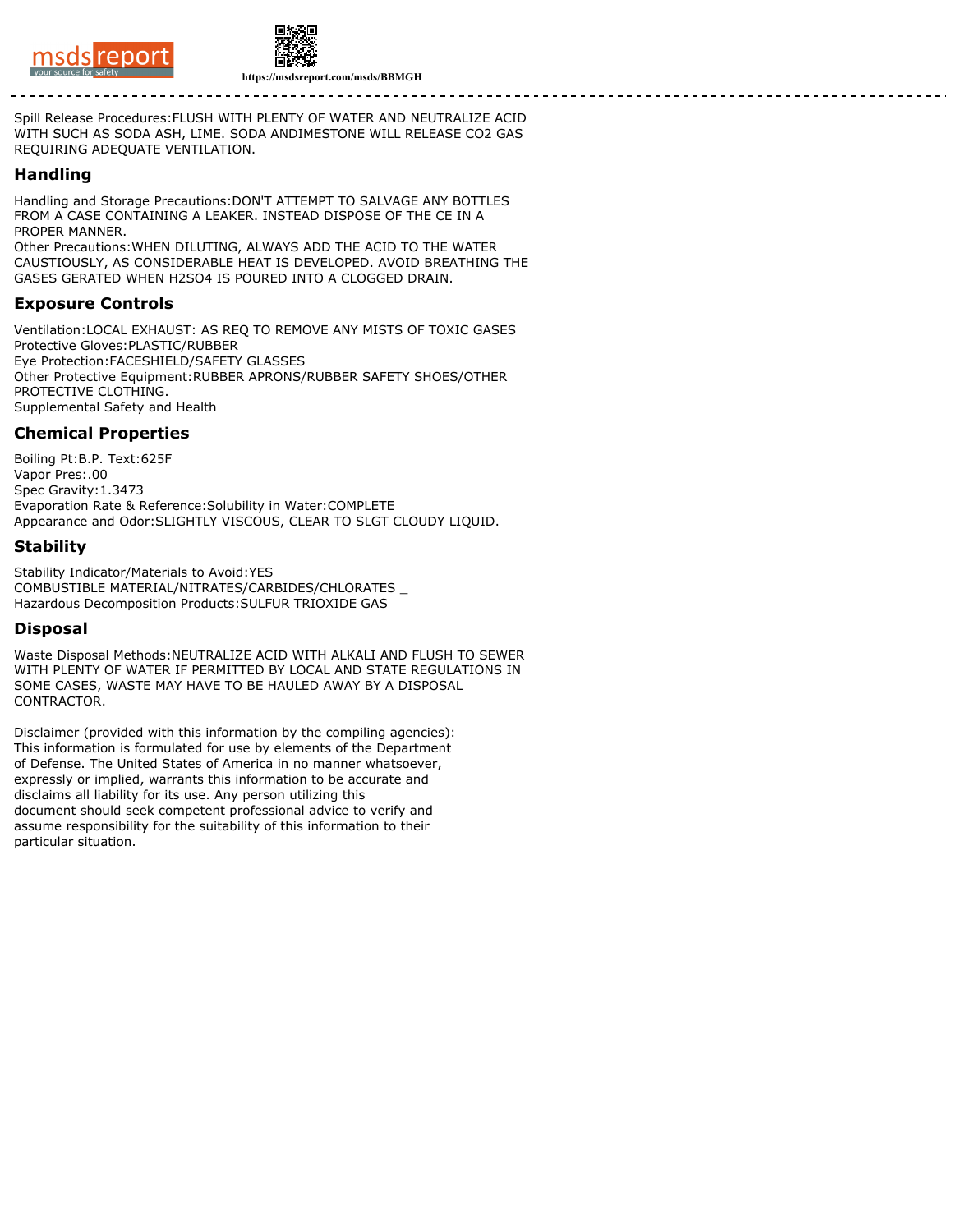Spill Release Procedures:FLUSH WITH PLENTY OF WATER AND NEUTRALIZE ACID WITH SUCH AS SODA ASH, LIME. SODA ANDIMESTONE WILL RELEASE CO2 GAS REQUIRING ADEQUATE VENTILATION.

## Handling

Handling and Storage Precautions:DON'T ATTEMPT TO SALVAGE ANY BOTTLES FROM A CASE CONTAINING A LEAKER. INSTEAD DISPOSE OF THE CE IN A PROPER MANNER.
Other Precautions:WHEN DILUTING, ALWAYS ADD THE ACID TO THE WATER CAUSTIOUSLY, AS CONSIDERABLE HEAT IS DEVELOPED. AVOID BREATHING THE GASES GERATED WHEN H2SO4 IS POURED INTO A CLOGGED DRAIN.

## Exposure Controls

Ventilation:LOCAL EXHAUST: AS REQ TO REMOVE ANY MISTS OF TOXIC GASES
Protective Gloves:PLASTIC/RUBBER
Eye Protection:FACESHIELD/SAFETY GLASSES
Other Protective Equipment:RUBBER APRONS/RUBBER SAFETY SHOES/OTHER PROTECTIVE CLOTHING.
Supplemental Safety and Health

## Chemical Properties

Boiling Pt:B.P. Text:625F
Vapor Pres:.00
Spec Gravity:1.3473
Evaporation Rate & Reference:Solubility in Water:COMPLETE
Appearance and Odor:SLIGHTLY VISCOUS, CLEAR TO SLGT CLOUDY LIQUID.

## Stability

Stability Indicator/Materials to Avoid:YES
COMBUSTIBLE MATERIAL/NITRATES/CARBIDES/CHLORATES _
Hazardous Decomposition Products:SULFUR TRIOXIDE GAS

## Disposal

Waste Disposal Methods:NEUTRALIZE ACID WITH ALKALI AND FLUSH TO SEWER WITH PLENTY OF WATER IF PERMITTED BY LOCAL AND STATE REGULATIONS IN SOME CASES, WASTE MAY HAVE TO BE HAULED AWAY BY A DISPOSAL CONTRACTOR.

Disclaimer (provided with this information by the compiling agencies): This information is formulated for use by elements of the Department of Defense. The United States of America in no manner whatsoever, expressly or implied, warrants this information to be accurate and disclaims all liability for its use. Any person utilizing this document should seek competent professional advice to verify and assume responsibility for the suitability of this information to their particular situation.